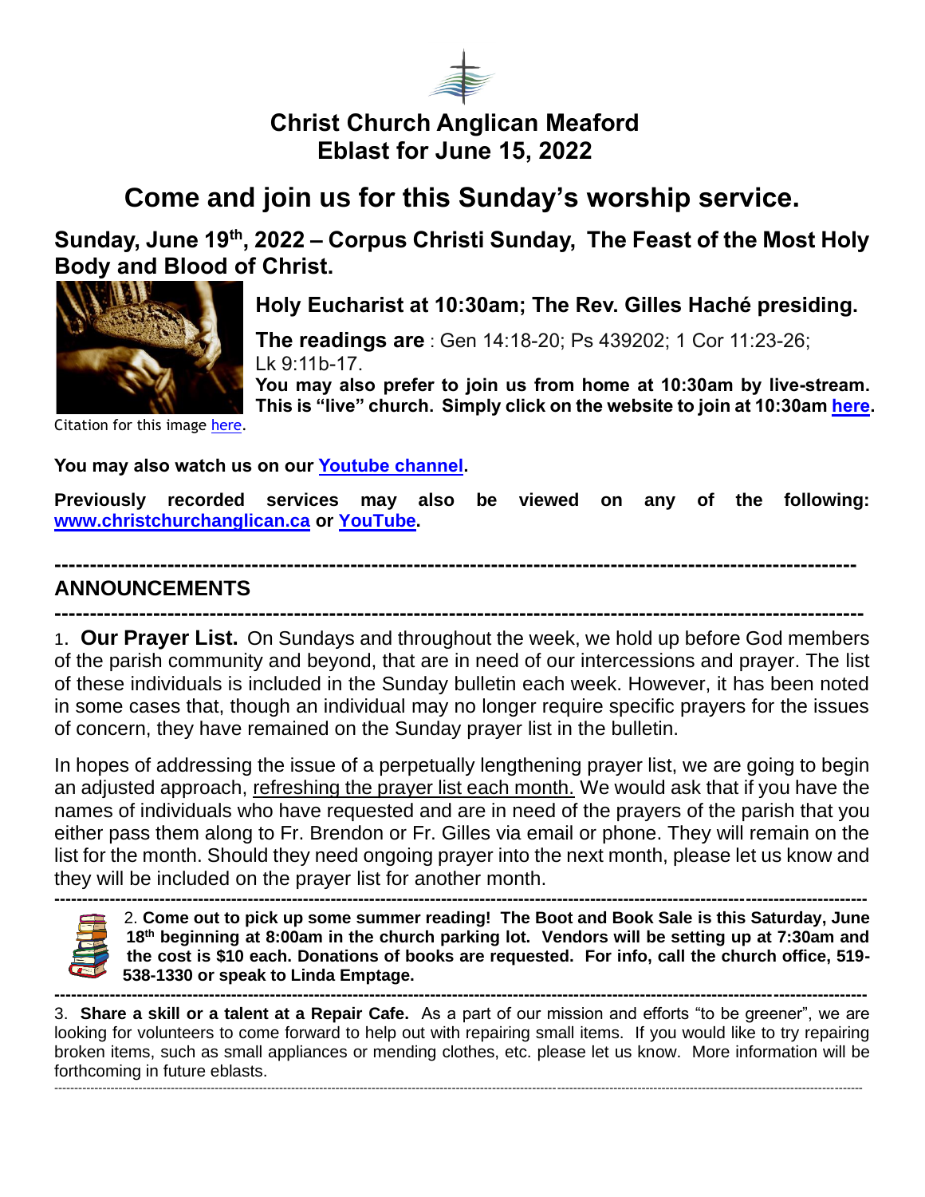# Christ Church Anglican Meaford
# Eblast for June 15, 2022

## Come and join us for this Sunday's worship service.

### Sunday, June 19th, 2022 – Corpus Christi Sunday, The Feast of the Most Holy Body and Blood of Christ.

### Holy Eucharist at 10:30am; The Rev. Gilles Haché presiding.

**The readings are** : Gen 14:18-20; Ps 439202; 1 Cor 11:23-26; Lk 9:11b-17.

**You may also prefer to join us from home at 10:30am by live-stream. This is "live" church. Simply click on the website to join at 10:30am here.**

Citation for this image here.

**You may also watch us on our Youtube channel.**

**Previously recorded services may also be viewed on any of the following: www.christchurchanglican.ca or YouTube.**

---

## ANNOUNCEMENTS

---

1. **Our Prayer List.** On Sundays and throughout the week, we hold up before God members of the parish community and beyond, that are in need of our intercessions and prayer. The list of these individuals is included in the Sunday bulletin each week. However, it has been noted in some cases that, though an individual may no longer require specific prayers for the issues of concern, they have remained on the Sunday prayer list in the bulletin.

In hopes of addressing the issue of a perpetually lengthening prayer list, we are going to begin an adjusted approach, refreshing the prayer list each month. We would ask that if you have the names of individuals who have requested and are in need of the prayers of the parish that you either pass them along to Fr. Brendon or Fr. Gilles via email or phone. They will remain on the list for the month. Should they need ongoing prayer into the next month, please let us know and they will be included on the prayer list for another month.

---

2. **Come out to pick up some summer reading! The Boot and Book Sale is this Saturday, June 18th beginning at 8:00am in the church parking lot. Vendors will be setting up at 7:30am and the cost is $10 each. Donations of books are requested. For info, call the church office, 519-538-1330 or speak to Linda Emptage.**

---

3. **Share a skill or a talent at a Repair Cafe.** As a part of our mission and efforts "to be greener", we are looking for volunteers to come forward to help out with repairing small items. If you would like to try repairing broken items, such as small appliances or mending clothes, etc. please let us know. More information will be forthcoming in future eblasts.

---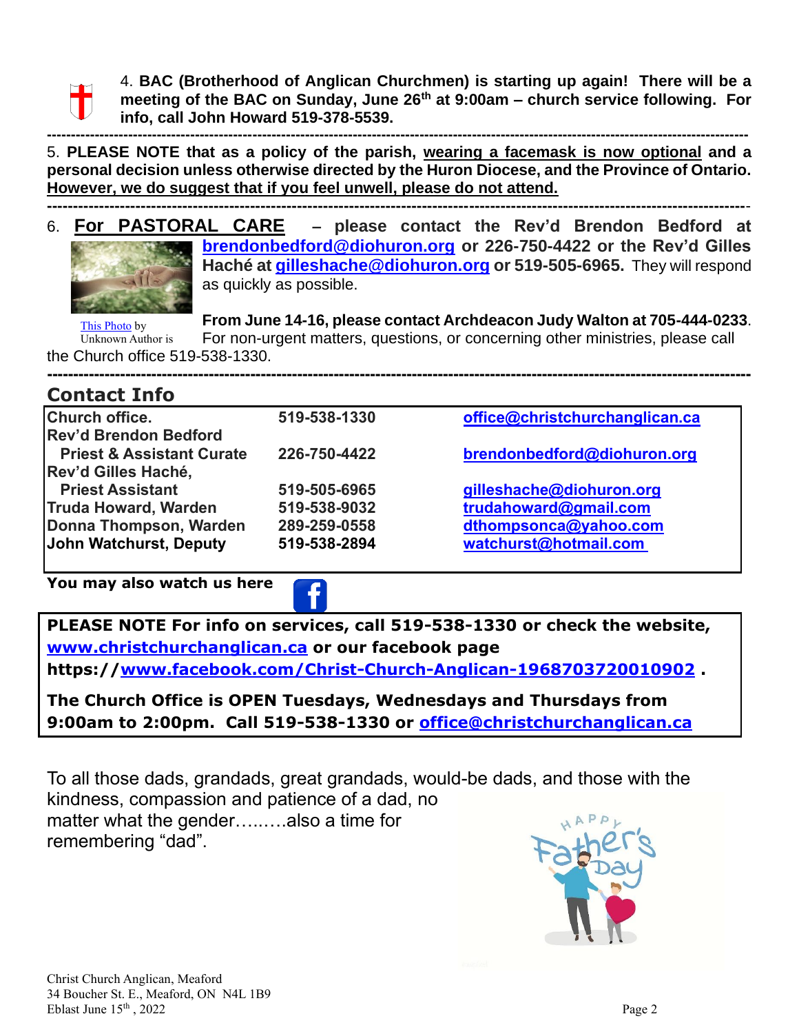4. **BAC (Brotherhood of Anglican Churchmen) is starting up again! There will be a meeting of the BAC on Sunday, June 26th at 9:00am – church service following. For info, call John Howard 519-378-5539.**

---

5. **PLEASE NOTE that as a policy of the parish, wearing a facemask is now optional and a personal decision unless otherwise directed by the Huron Diocese, and the Province of Ontario. However, we do suggest that if you feel unwell, please do not attend.**

---

6. **For PASTORAL CARE – please contact the Rev'd Brendon Bedford at brendonbedford@diohuron.org or 226-750-4422 or the Rev'd Gilles Haché at gilleshache@diohuron.org or 519-505-6965.** They will respond as quickly as possible.

This Photo by Unknown Author is

**From June 14-16, please contact Archdeacon Judy Walton at 705-444-0233**. For non-urgent matters, questions, or concerning other ministries, please call the Church office 519-538-1330.

---

## Contact Info

| | | |
|---|---|---|
| **Church office.** | **519-538-1330** | **office@christchurchanglican.ca** |
| **Rev'd Brendon Bedford Priest & Assistant Curate** | **226-750-4422** | **brendonbedford@diohuron.org** |
| **Rev'd Gilles Haché, Priest Assistant** | **519-505-6965** | **gilleshache@diohuron.org** |
| **Truda Howard, Warden** | **519-538-9032** | **trudahoward@gmail.com** |
| **Donna Thompson, Warden** | **289-259-0558** | **dthompsonca@yahoo.com** |
| **John Watchurst, Deputy** | **519-538-2894** | **watchurst@hotmail.com** |

**You may also watch us here**

**PLEASE NOTE For info on services, call 519-538-1330 or check the website, www.christchurchanglican.ca or our facebook page https://www.facebook.com/Christ-Church-Anglican-1968703720010902 .**

**The Church Office is OPEN Tuesdays, Wednesdays and Thursdays from 9:00am to 2:00pm. Call 519-538-1330 or office@christchurchanglican.ca**

To all those dads, grandads, great grandads, would-be dads, and those with the kindness, compassion and patience of a dad, no matter what the gender…..….also a time for remembering "dad".

Christ Church Anglican, Meaford
34 Boucher St. E., Meaford, ON N4L 1B9
Eblast June 15th, 2022